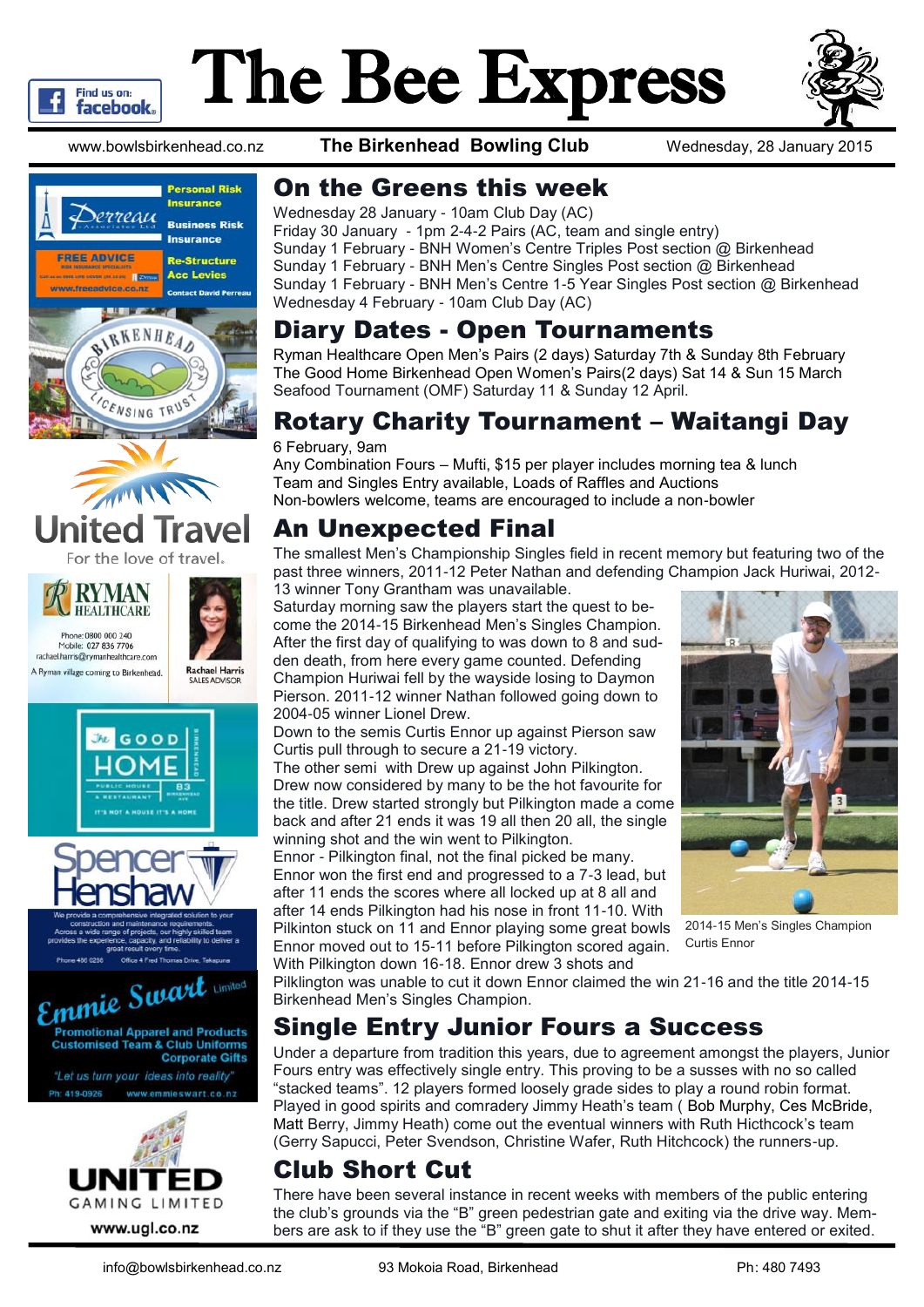# The Bee Express

www.bowlsbirkenhead.co.nz | **The Birkenhead Bowling Club** | Wednesday, 28 January 2015

Find us on: facebook

Perreau & Associates Ltd — Personal Risk Insurance — Business Risk Insurance — Re-Structure — Acc Levies — FREE ADVICE — www.freeadvice.co.nz — Contact David Perreau

Birkenhead Licensing Trust

United Travel — For the love of travel.

Ryman Healthcare — Phone: 0800 000 240 — Mobile: 027 836 7706 — rachaelharris@rymanhealthcare.com — A Ryman village coming to Birkenhead. — Rachael Harris, Sales Advisor

The Good Home — Birkenhead — Public House & Restaurant — 83 — It's not a house it's a home

Spencer Henshaw — We provide a comprehensive integrated solution to your construction and maintenance requirements. Across a wide range of projects, our highly skilled team provides the experience, capacity, and reliability to deliver a great result every time. — Phone 480 0286 — Office 4 Fred Thomas Drive, Takapuna

Emmie Swart Limited — Promotional Apparel and Products — Customised Team & Club Uniforms — Corporate Gifts — "Let us turn your ideas into reality" — Ph: 419-0926 — www.emmieswart.co.nz

United Gaming Limited — www.ugl.co.nz

## On the Greens this week

Wednesday 28 January - 10am Club Day (AC)
Friday 30 January - 1pm 2-4-2 Pairs (AC, team and single entry)
Sunday 1 February - BNH Women's Centre Triples Post section @ Birkenhead
Sunday 1 February - BNH Men's Centre Singles Post section @ Birkenhead
Sunday 1 February - BNH Men's Centre 1-5 Year Singles Post section @ Birkenhead
Wednesday 4 February - 10am Club Day (AC)

## Diary Dates - Open Tournaments

Ryman Healthcare Open Men's Pairs (2 days) Saturday 7th & Sunday 8th February
The Good Home Birkenhead Open Women's Pairs(2 days) Sat 14 & Sun 15 March
Seafood Tournament (OMF) Saturday 11 & Sunday 12 April.

## Rotary Charity Tournament – Waitangi Day

6 February, 9am
Any Combination Fours – Mufti, $15 per player includes morning tea & lunch
Team and Singles Entry available, Loads of Raffles and Auctions
Non-bowlers welcome, teams are encouraged to include a non-bowler

## An Unexpected Final

The smallest Men's Championship Singles field in recent memory but featuring two of the past three winners, 2011-12 Peter Nathan and defending Champion Jack Huriwai, 2012-13 winner Tony Grantham was unavailable.

Saturday morning saw the players start the quest to become the 2014-15 Birkenhead Men's Singles Champion. After the first day of qualifying to was down to 8 and sudden death, from here every game counted. Defending Champion Huriwai fell by the wayside losing to Daymon Pierson. 2011-12 winner Nathan followed going down to 2004-05 winner Lionel Drew.

Down to the semis Curtis Ennor up against Pierson saw Curtis pull through to secure a 21-19 victory.

The other semi with Drew up against John Pilkington. Drew now considered by many to be the hot favourite for the title. Drew started strongly but Pilkington made a come back and after 21 ends it was 19 all then 20 all, the single winning shot and the win went to Pilkington.

Ennor - Pilkington final, not the final picked be many. Ennor won the first end and progressed to a 7-3 lead, but after 11 ends the scores where all locked up at 8 all and after 14 ends Pilkington had his nose in front 11-10. With Pilkinton stuck on 11 and Ennor playing some great bowls Ennor moved out to 15-11 before Pilkington scored again. With Pilkington down 16-18. Ennor drew 3 shots and Pilkington was unable to cut it down Ennor claimed the win 21-16 and the title 2014-15 Birkenhead Men's Singles Champion.

2014-15 Men's Singles Champion Curtis Ennor

## Single Entry Junior Fours a Success

Under a departure from tradition this years, due to agreement amongst the players, Junior Fours entry was effectively single entry. This proving to be a susses with no so called "stacked teams". 12 players formed loosely grade sides to play a round robin format. Played in good spirits and comradery Jimmy Heath's team ( Bob Murphy, Ces McBride, Matt Berry, Jimmy Heath) come out the eventual winners with Ruth Hicthcock's team (Gerry Sapucci, Peter Svendson, Christine Wafer, Ruth Hitchcock) the runners-up.

## Club Short Cut

There have been several instance in recent weeks with members of the public entering the club's grounds via the "B" green pedestrian gate and exiting via the drive way. Members are ask to if they use the "B" green gate to shut it after they have entered or exited.

info@bowlsbirkenhead.co.nz | 93 Mokoia Road, Birkenhead | Ph: 480 7493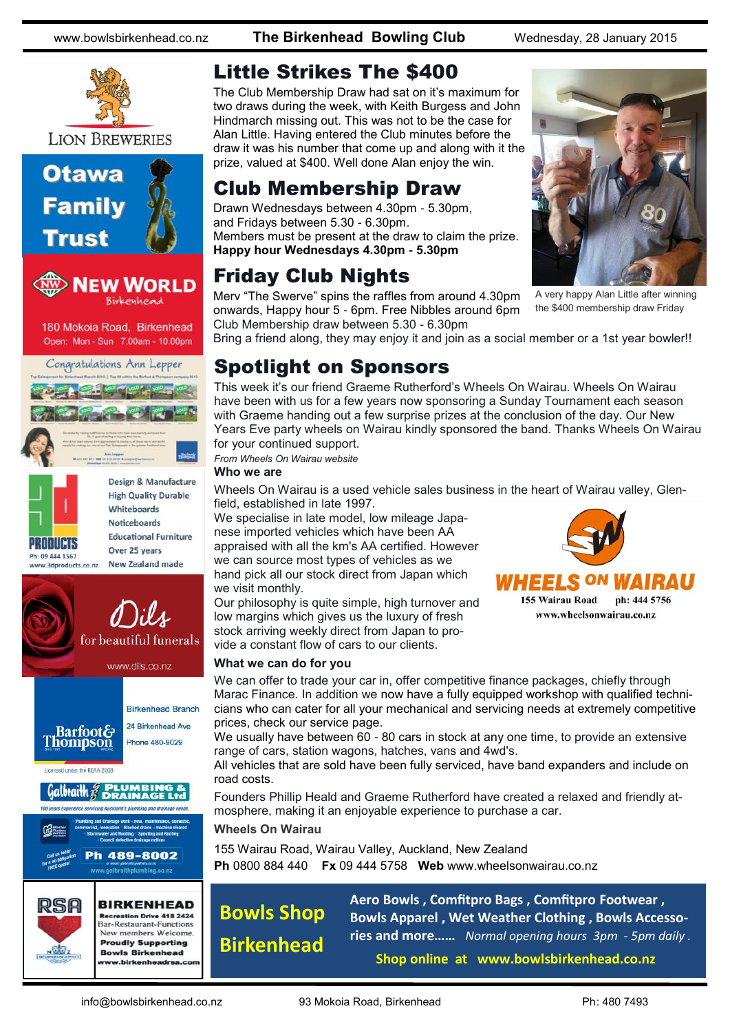# Little Strikes The $400

The Club Membership Draw had sat on it's maximum for two draws during the week, with Keith Burgess and John Hindmarch missing out. This was not to be the case for Alan Little. Having entered the Club minutes before the draw it was his number that come up and along with it the prize, valued at $400. Well done Alan enjoy the win.

A very happy Alan Little after winning the $400 membership draw Friday

# Club Membership Draw

Drawn Wednesdays between 4.30pm - 5.30pm, and Fridays between 5.30 - 6.30pm.
Members must be present at the draw to claim the prize.
**Happy hour Wednesdays 4.30pm - 5.30pm**

# Friday Club Nights

Merv "The Swerve" spins the raffles from around 4.30pm onwards, Happy hour 5 - 6pm. Free Nibbles around 6pm
Club Membership draw between 5.30 - 6.30pm
Bring a friend along, they may enjoy it and join as a social member or a 1st year bowler!!

# Spotlight on Sponsors

This week it's our friend Graeme Rutherford's Wheels On Wairau. Wheels On Wairau have been with us for a few years now sponsoring a Sunday Tournament each season with Graeme handing out a few surprise prizes at the conclusion of the day. Our New Years Eve party wheels on Wairau kindly sponsored the band. Thanks Wheels On Wairau for your continued support.

*From Wheels On Wairau website*

**Who we are**

Wheels On Wairau is a used vehicle sales business in the heart of Wairau valley, Glenfield, established in late 1997.
We specialise in late model, low mileage Japanese imported vehicles which have been AA appraised with all the km's AA certified. However we can source most types of vehicles as we hand pick all our stock direct from Japan which we visit monthly.
Our philosophy is quite simple, high turnover and low margins which gives us the luxury of fresh stock arriving weekly direct from Japan to provide a constant flow of cars to our clients.

WHEELS ON WAIRAU
155 Wairau Road ph: 444 5756
www.wheelsonwairau.co.nz

**What we can do for you**

We can offer to trade your car in, offer competitive finance packages, chiefly through Marac Finance. In addition we now have a fully equipped workshop with qualified technicians who can cater for all your mechanical and servicing needs at extremely competitive prices, check our service page.
We usually have between 60 - 80 cars in stock at any one time, to provide an extensive range of cars, station wagons, hatches, vans and 4wd's.
All vehicles that are sold have been fully serviced, have band expanders and include on road costs.

Founders Phillip Heald and Graeme Rutherford have created a relaxed and friendly atmosphere, making it an enjoyable experience to purchase a car.

**Wheels On Wairau**

155 Wairau Road, Wairau Valley, Auckland, New Zealand
**Ph** 0800 884 440 **Fx** 09 444 5758 **Web** www.wheelsonwairau.co.nz

**Bowls Shop Birkenhead**

**Aero Bowls , Comfitpro Bags , Comfitpro Footwear , Bowls Apparel , Wet Weather Clothing , Bowls Accessories and more……** *Normal opening hours 3pm - 5pm daily .*
**Shop online at www.bowlsbirkenhead.co.nz**

LION BREWERIES

Otawa Family Trust

NEW WORLD Birkenhead
180 Mokoia Road, Birkenhead
Open: Mon - Sun 7.00am - 10.00pm

Congratulations Ann Lepper

3D PRODUCTS
Ph: 09 444 1567
www.3dproducts.co.nz
Design & Manufacture
High Quality Durable
Whiteboards
Noticeboards
Educational Furniture
Over 25 years
New Zealand made

Dils for beautiful funerals
www.dils.co.nz

Barfoot & Thompson
Birkenhead Branch
24 Birkenhead Ave
Phone 480-9029
Licensed Under the REAA 2008

Galbraith PLUMBING & DRAINAGE Ltd
Ph 489-8002
www.galbraithplumbing.co.nz

RSA BIRKENHEAD
Recreation Drive 418 2424
Bar-Restaurant-Functions
New members Welcome.
Proudly Supporting Bowls Birkenhead
www.birkenheadrsa.com